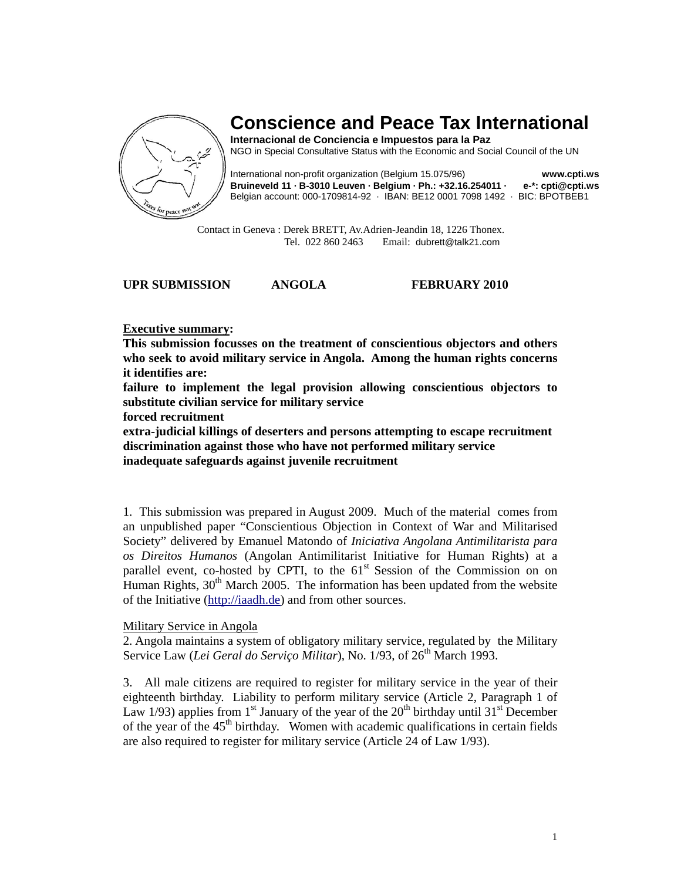# Conscience and Peace Tax International

**Internacional de Conciencia e Impuestos para la Paz**
NGO in Special Consultative Status with the Economic and Social Council of the UN

International non-profit organization (Belgium 15.075/96) **www.cpti.ws**
**Bruineveld 11 · B-3010 Leuven · Belgium · Ph.: +32.16.254011 · e-*: cpti@cpti.ws**
Belgian account: 000-1709814-92 · IBAN: BE12 0001 7098 1492 · BIC: BPOTBEB1

Contact in Geneva : Derek BRETT, Av.Adrien-Jeandin 18, 1226 Thonex.
Tel. 022 860 2463 Email: dubrett@talk21.com

**UPR SUBMISSION ANGOLA FEBRUARY 2010**

**Executive summary:**
**This submission focusses on the treatment of conscientious objectors and others who seek to avoid military service in Angola. Among the human rights concerns it identifies are:**
**failure to implement the legal provision allowing conscientious objectors to substitute civilian service for military service**
**forced recruitment**
**extra-judicial killings of deserters and persons attempting to escape recruitment**
**discrimination against those who have not performed military service**
**inadequate safeguards against juvenile recruitment**

1. This submission was prepared in August 2009. Much of the material comes from an unpublished paper "Conscientious Objection in Context of War and Militarised Society" delivered by Emanuel Matondo of *Iniciativa Angolana Antimilitarista para os Direitos Humanos* (Angolan Antimilitarist Initiative for Human Rights) at a parallel event, co-hosted by CPTI, to the 61st Session of the Commission on on Human Rights, 30th March 2005. The information has been updated from the website of the Initiative (http://iaadh.de) and from other sources.

Military Service in Angola
2. Angola maintains a system of obligatory military service, regulated by the Military Service Law (*Lei Geral do Serviço Militar*), No. 1/93, of 26th March 1993.

3. All male citizens are required to register for military service in the year of their eighteenth birthday. Liability to perform military service (Article 2, Paragraph 1 of Law 1/93) applies from 1st January of the year of the 20th birthday until 31st December of the year of the 45th birthday. Women with academic qualifications in certain fields are also required to register for military service (Article 24 of Law 1/93).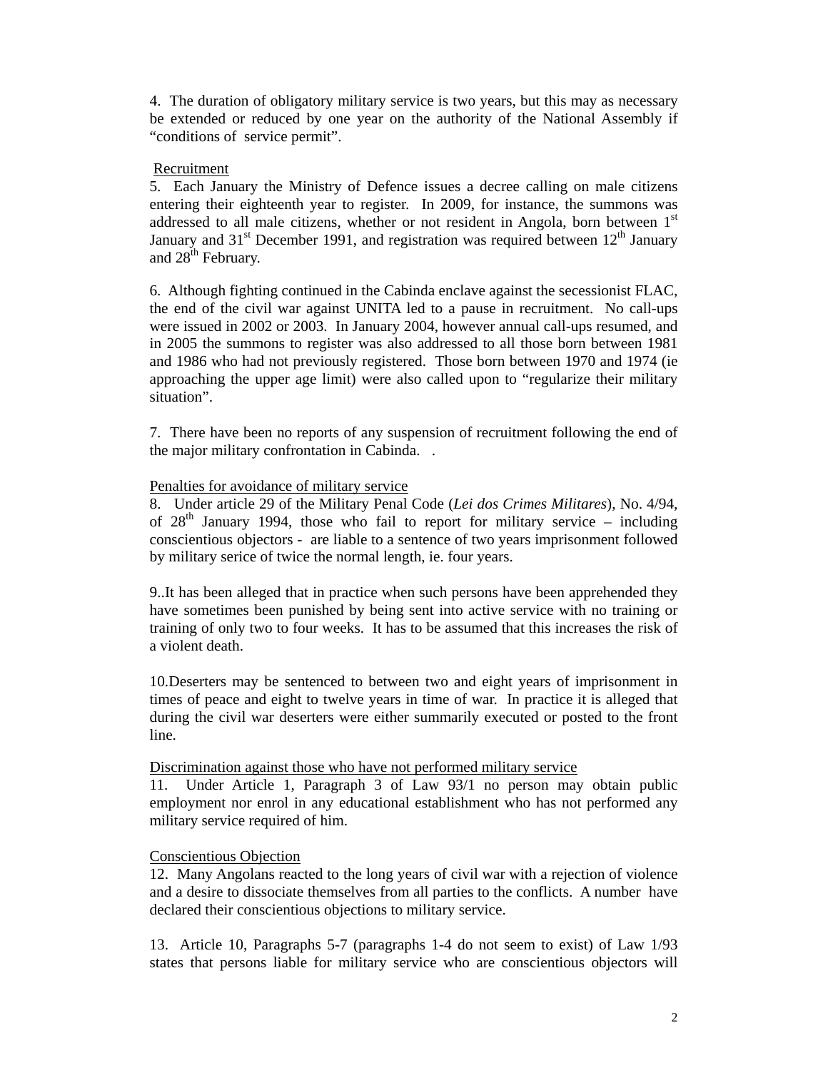4. The duration of obligatory military service is two years, but this may as necessary be extended or reduced by one year on the authority of the National Assembly if "conditions of service permit".

Recruitment

5. Each January the Ministry of Defence issues a decree calling on male citizens entering their eighteenth year to register. In 2009, for instance, the summons was addressed to all male citizens, whether or not resident in Angola, born between 1st January and 31st December 1991, and registration was required between 12th January and 28th February.

6. Although fighting continued in the Cabinda enclave against the secessionist FLAC, the end of the civil war against UNITA led to a pause in recruitment. No call-ups were issued in 2002 or 2003. In January 2004, however annual call-ups resumed, and in 2005 the summons to register was also addressed to all those born between 1981 and 1986 who had not previously registered. Those born between 1970 and 1974 (ie approaching the upper age limit) were also called upon to "regularize their military situation".

7. There have been no reports of any suspension of recruitment following the end of the major military confrontation in Cabinda. .

Penalties for avoidance of military service

8. Under article 29 of the Military Penal Code (*Lei dos Crimes Militares*), No. 4/94, of 28th January 1994, those who fail to report for military service – including conscientious objectors - are liable to a sentence of two years imprisonment followed by military serice of twice the normal length, ie. four years.

9..It has been alleged that in practice when such persons have been apprehended they have sometimes been punished by being sent into active service with no training or training of only two to four weeks. It has to be assumed that this increases the risk of a violent death.

10.Deserters may be sentenced to between two and eight years of imprisonment in times of peace and eight to twelve years in time of war. In practice it is alleged that during the civil war deserters were either summarily executed or posted to the front line.

Discrimination against those who have not performed military service

11. Under Article 1, Paragraph 3 of Law 93/1 no person may obtain public employment nor enrol in any educational establishment who has not performed any military service required of him.

Conscientious Objection

12. Many Angolans reacted to the long years of civil war with a rejection of violence and a desire to dissociate themselves from all parties to the conflicts. A number have declared their conscientious objections to military service.

13. Article 10, Paragraphs 5-7 (paragraphs 1-4 do not seem to exist) of Law 1/93 states that persons liable for military service who are conscientious objectors will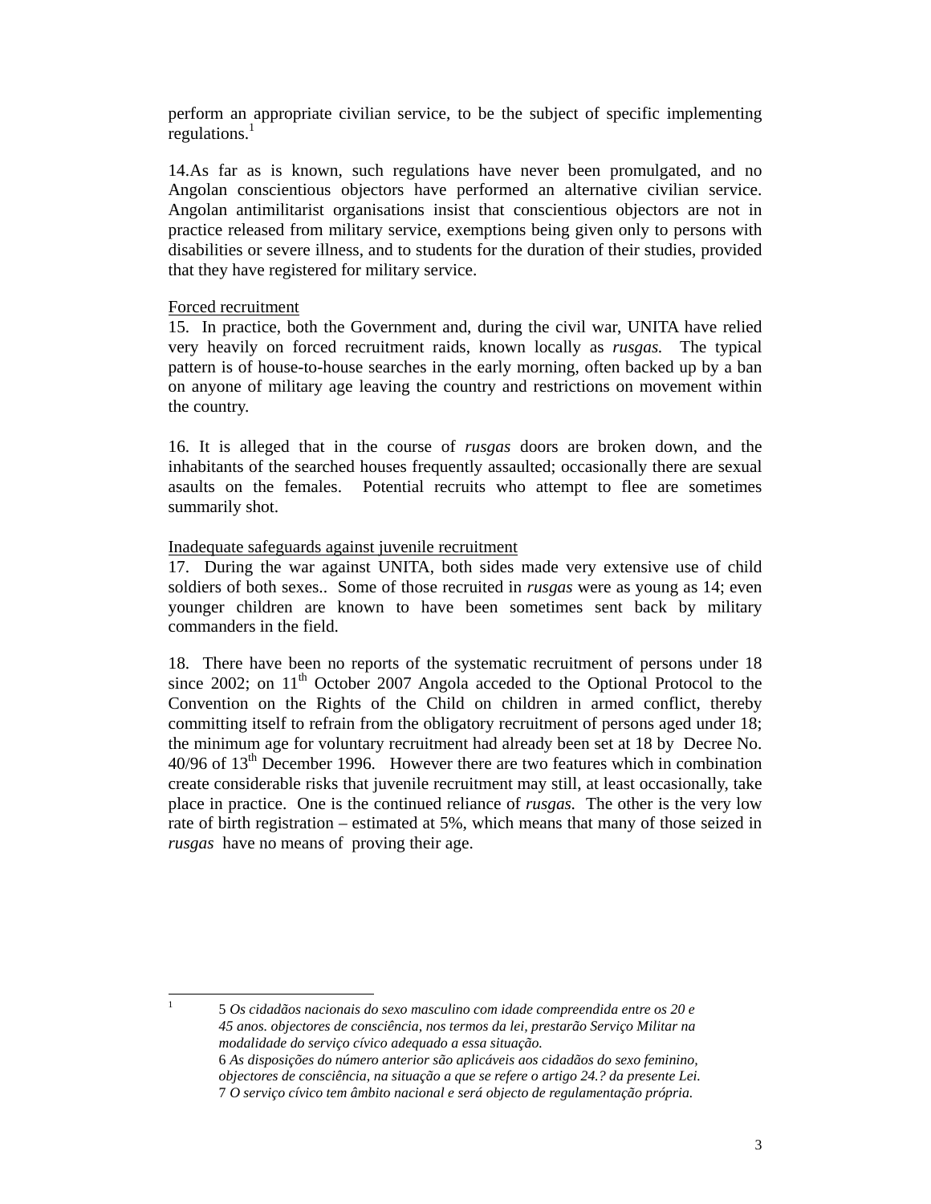perform an appropriate civilian service, to be the subject of specific implementing regulations.[1]

14.As far as is known, such regulations have never been promulgated, and no Angolan conscientious objectors have performed an alternative civilian service. Angolan antimilitarist organisations insist that conscientious objectors are not in practice released from military service, exemptions being given only to persons with disabilities or severe illness, and to students for the duration of their studies, provided that they have registered for military service.

<u>Forced recruitment</u>

15. In practice, both the Government and, during the civil war, UNITA have relied very heavily on forced recruitment raids, known locally as *rusgas.* The typical pattern is of house-to-house searches in the early morning, often backed up by a ban on anyone of military age leaving the country and restrictions on movement within the country.

16. It is alleged that in the course of *rusgas* doors are broken down, and the inhabitants of the searched houses frequently assaulted; occasionally there are sexual asaults on the females. Potential recruits who attempt to flee are sometimes summarily shot.

<u>Inadequate safeguards against juvenile recruitment</u>

17. During the war against UNITA, both sides made very extensive use of child soldiers of both sexes.. Some of those recruited in *rusgas* were as young as 14; even younger children are known to have been sometimes sent back by military commanders in the field.

18. There have been no reports of the systematic recruitment of persons under 18 since 2002; on 11th October 2007 Angola acceded to the Optional Protocol to the Convention on the Rights of the Child on children in armed conflict, thereby committing itself to refrain from the obligatory recruitment of persons aged under 18; the minimum age for voluntary recruitment had already been set at 18 by Decree No. 40/96 of 13th December 1996. However there are two features which in combination create considerable risks that juvenile recruitment may still, at least occasionally, take place in practice. One is the continued reliance of *rusgas*. The other is the very low rate of birth registration – estimated at 5%, which means that many of those seized in *rusgas* have no means of proving their age.

---

[1] 5 *Os cidadãos nacionais do sexo masculino com idade compreendida entre os 20 e 45 anos. objectores de consciência, nos termos da lei, prestarão Serviço Militar na modalidade do serviço cívico adequado a essa situação.*
6 *As disposições do número anterior são aplicáveis aos cidadãos do sexo feminino, objectores de consciência, na situação a que se refere o artigo 24.? da presente Lei.*
7 *O serviço cívico tem âmbito nacional e será objecto de regulamentação própria.*